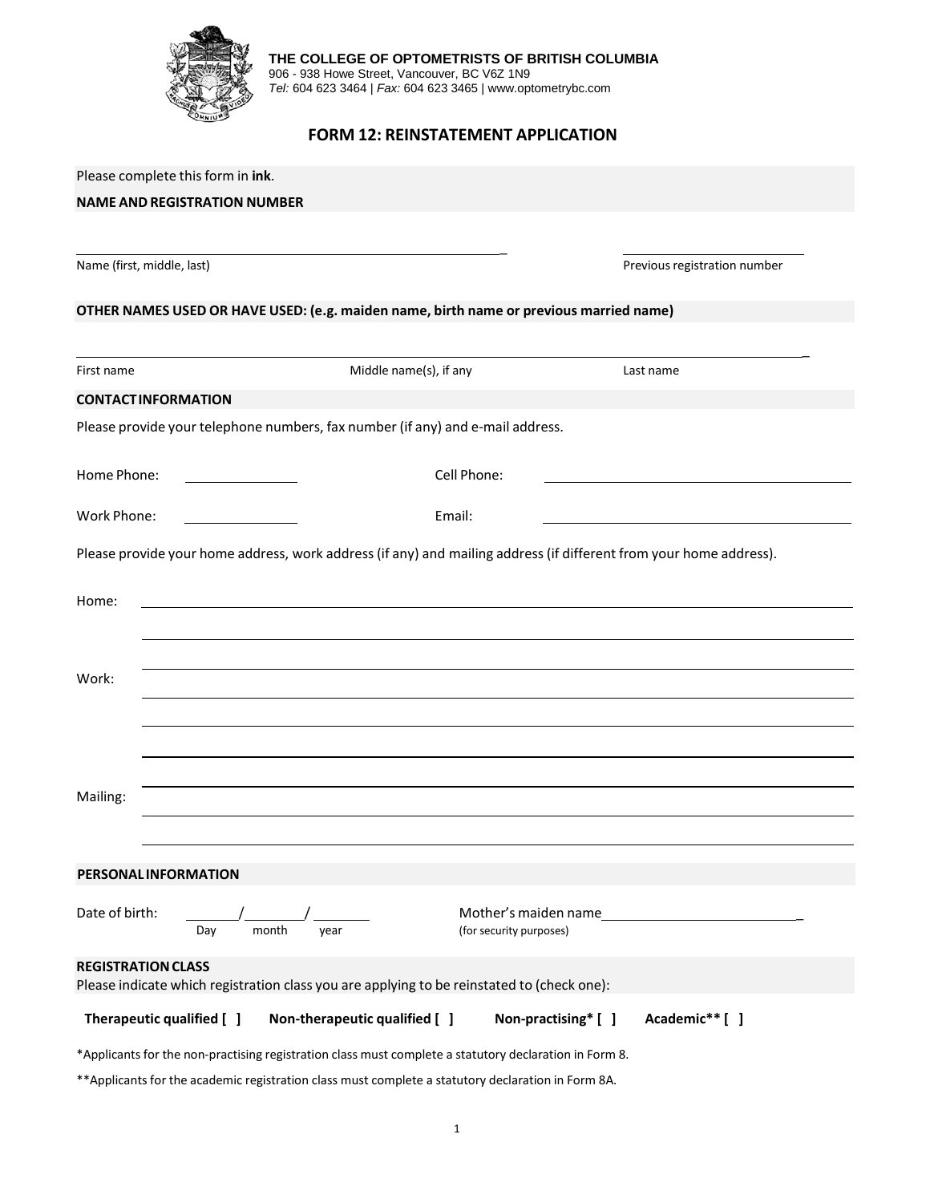**THE COLLEGE OF OPTOMETRISTS OF BRITISH COLUMBIA**
906 - 938 Howe Street, Vancouver, BC V6Z 1N9
*Tel:* 604 623 3464 | *Fax:* 604 623 3465 | www.optometrybc.com

# FORM 12: REINSTATEMENT APPLICATION

Please complete this form in **ink**.

**NAME AND REGISTRATION NUMBER**

_______________________________________________ &nbsp;&nbsp;&nbsp;&nbsp; ____________________

Name (first, middle, last) &nbsp;&nbsp;&nbsp;&nbsp; Previous registration number

**OTHER NAMES USED OR HAVE USED: (e.g. maiden name, birth name or previous married name)**

_______________________________________________________________

First name &nbsp;&nbsp;&nbsp;&nbsp; Middle name(s), if any &nbsp;&nbsp;&nbsp;&nbsp; Last name

**CONTACT INFORMATION**

Please provide your telephone numbers, fax number (if any) and e-mail address.

Home Phone: ____________ &nbsp;&nbsp;&nbsp;&nbsp; Cell Phone: ______________________________

Work Phone: ____________ &nbsp;&nbsp;&nbsp;&nbsp; Email: ______________________________

Please provide your home address, work address (if any) and mailing address (if different from your home address).

Home: _______________________________________________________________

_______________________________________________________________

Work: _______________________________________________________________

_______________________________________________________________

_______________________________________________________________

Mailing: _______________________________________________________________

_______________________________________________________________

**PERSONAL INFORMATION**

Date of birth: ______/______/______ &nbsp;&nbsp;&nbsp;&nbsp; Mother's maiden name ______________________
Day &nbsp;&nbsp; month &nbsp;&nbsp; year &nbsp;&nbsp;&nbsp;&nbsp; (for security purposes)

**REGISTRATION CLASS**

Please indicate which registration class you are applying to be reinstated to (check one):

**Therapeutic qualified [ ]** &nbsp;&nbsp;&nbsp; **Non-therapeutic qualified [ ]** &nbsp;&nbsp;&nbsp; **Non-practising* [ ]** &nbsp;&nbsp;&nbsp; **Academic** [ ]**

*Applicants for the non-practising registration class must complete a statutory declaration in Form 8.

**Applicants for the academic registration class must complete a statutory declaration in Form 8A.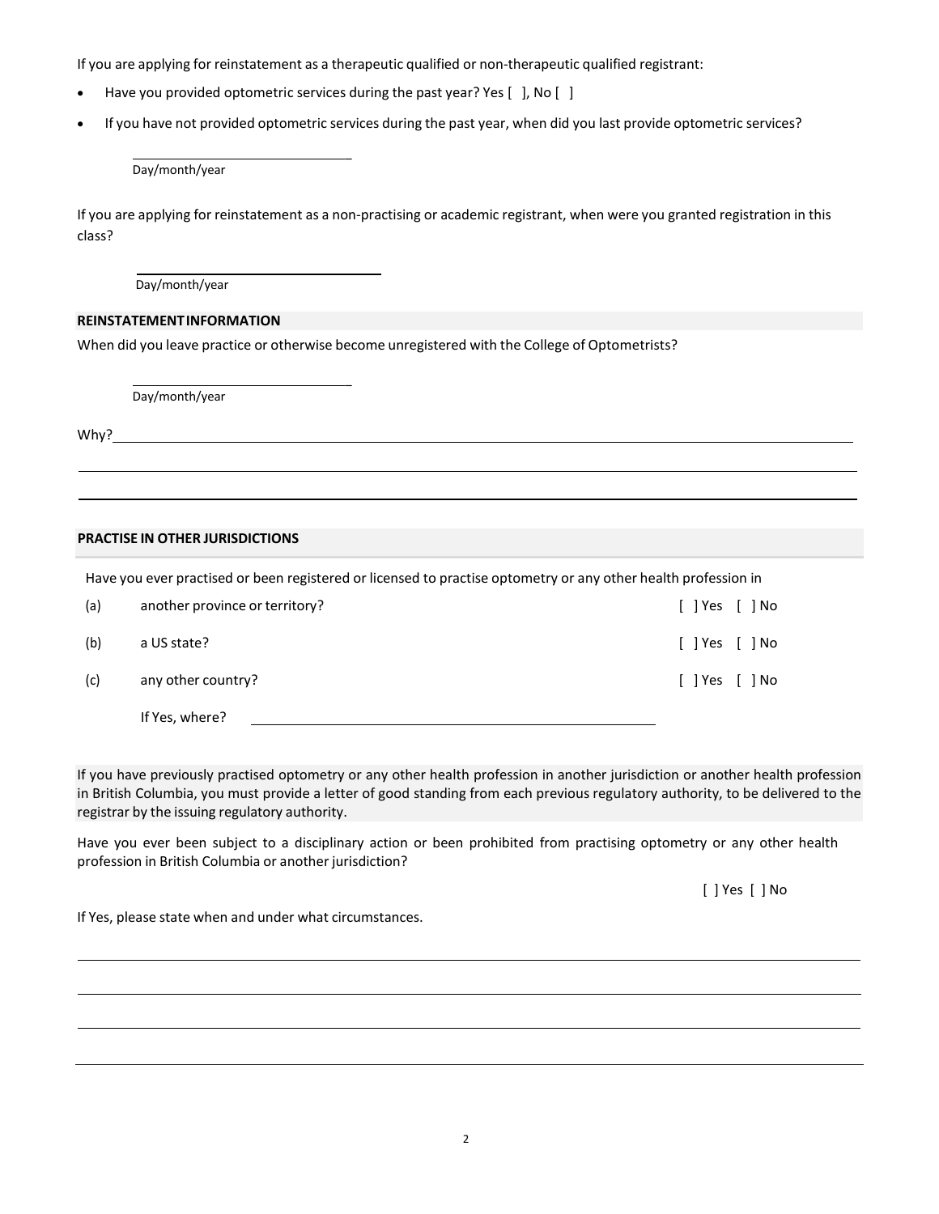If you are applying for reinstatement as a therapeutic qualified or non-therapeutic qualified registrant:

- Have you provided optometric services during the past year? Yes [ ], No [ ]
- If you have not provided optometric services during the past year, when did you last provide optometric services?

\_\_\_\_\_\_\_\_\_\_\_\_\_\_\_\_\_\_\_\_\_\_\_\_\_\_\_\_\_\_
Day/month/year

If you are applying for reinstatement as a non-practising or academic registrant, when were you granted registration in this class?

\_\_\_\_\_\_\_\_\_\_\_\_\_\_\_\_\_\_\_\_\_\_\_\_\_\_\_\_\_\_
Day/month/year

**REINSTATEMENT INFORMATION**

When did you leave practice or otherwise become unregistered with the College of Optometrists?

\_\_\_\_\_\_\_\_\_\_\_\_\_\_\_\_\_\_\_\_\_\_\_\_\_\_\_\_\_\_
Day/month/year

Why?\_\_\_\_\_\_\_\_\_\_\_\_\_\_\_\_\_\_\_\_\_\_\_\_\_\_\_\_\_\_\_\_\_\_\_\_\_\_\_\_\_\_\_\_\_\_\_\_\_\_\_\_\_\_\_\_\_\_\_\_\_\_\_\_\_\_\_\_\_\_\_\_\_\_\_\_\_\_

\_\_\_\_\_\_\_\_\_\_\_\_\_\_\_\_\_\_\_\_\_\_\_\_\_\_\_\_\_\_\_\_\_\_\_\_\_\_\_\_\_\_\_\_\_\_\_\_\_\_\_\_\_\_\_\_\_\_\_\_\_\_\_\_\_\_\_\_\_\_\_\_\_\_\_\_\_\_\_\_\_\_

\_\_\_\_\_\_\_\_\_\_\_\_\_\_\_\_\_\_\_\_\_\_\_\_\_\_\_\_\_\_\_\_\_\_\_\_\_\_\_\_\_\_\_\_\_\_\_\_\_\_\_\_\_\_\_\_\_\_\_\_\_\_\_\_\_\_\_\_\_\_\_\_\_\_\_\_\_\_\_\_\_\_

**PRACTISE IN OTHER JURISDICTIONS**

Have you ever practised or been registered or licensed to practise optometry or any other health profession in

(a) another province or territory? [ ] Yes [ ] No

(b) a US state? [ ] Yes [ ] No

(c) any other country? [ ] Yes [ ] No

If Yes, where? \_\_\_\_\_\_\_\_\_\_\_\_\_\_\_\_\_\_\_\_\_\_\_\_\_\_\_\_\_\_\_\_\_\_\_\_\_\_\_\_\_\_\_\_\_\_\_\_

If you have previously practised optometry or any other health profession in another jurisdiction or another health profession in British Columbia, you must provide a letter of good standing from each previous regulatory authority, to be delivered to the registrar by the issuing regulatory authority.

Have you ever been subject to a disciplinary action or been prohibited from practising optometry or any other health profession in British Columbia or another jurisdiction?

[ ] Yes [ ] No

If Yes, please state when and under what circumstances.

\_\_\_\_\_\_\_\_\_\_\_\_\_\_\_\_\_\_\_\_\_\_\_\_\_\_\_\_\_\_\_\_\_\_\_\_\_\_\_\_\_\_\_\_\_\_\_\_\_\_\_\_\_\_\_\_\_\_\_\_\_\_\_\_\_\_\_\_\_\_\_\_\_\_\_\_\_\_\_\_\_\_

\_\_\_\_\_\_\_\_\_\_\_\_\_\_\_\_\_\_\_\_\_\_\_\_\_\_\_\_\_\_\_\_\_\_\_\_\_\_\_\_\_\_\_\_\_\_\_\_\_\_\_\_\_\_\_\_\_\_\_\_\_\_\_\_\_\_\_\_\_\_\_\_\_\_\_\_\_\_\_\_\_\_

\_\_\_\_\_\_\_\_\_\_\_\_\_\_\_\_\_\_\_\_\_\_\_\_\_\_\_\_\_\_\_\_\_\_\_\_\_\_\_\_\_\_\_\_\_\_\_\_\_\_\_\_\_\_\_\_\_\_\_\_\_\_\_\_\_\_\_\_\_\_\_\_\_\_\_\_\_\_\_\_\_\_

\_\_\_\_\_\_\_\_\_\_\_\_\_\_\_\_\_\_\_\_\_\_\_\_\_\_\_\_\_\_\_\_\_\_\_\_\_\_\_\_\_\_\_\_\_\_\_\_\_\_\_\_\_\_\_\_\_\_\_\_\_\_\_\_\_\_\_\_\_\_\_\_\_\_\_\_\_\_\_\_\_\_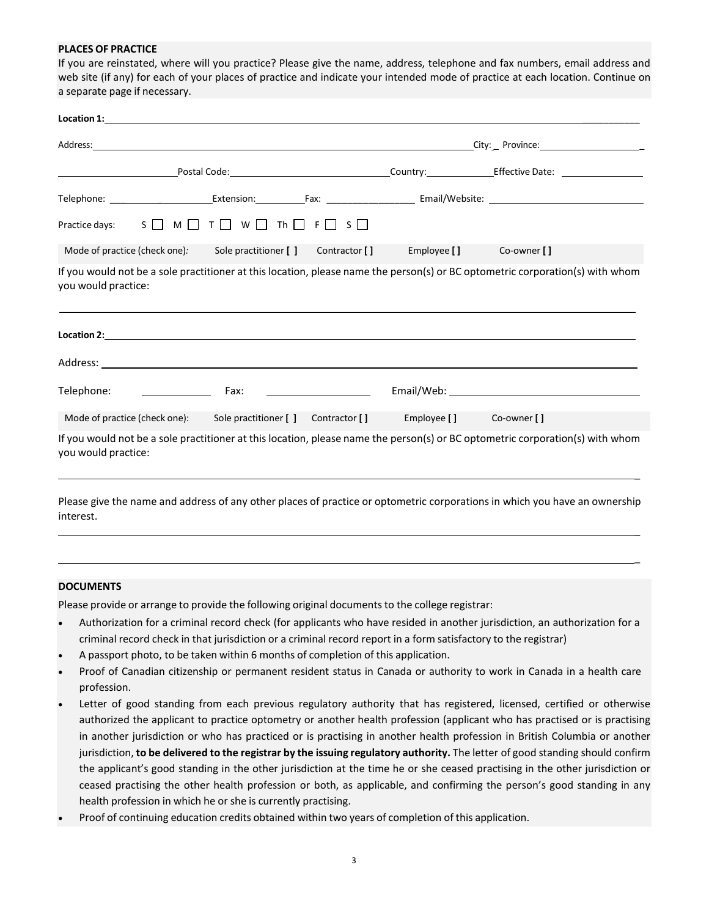**PLACES OF PRACTICE**

If you are reinstated, where will you practice? Please give the name, address, telephone and fax numbers, email address and web site (if any) for each of your places of practice and indicate your intended mode of practice at each location. Continue on a separate page if necessary.

**Location 1:** ______________________________________________

Address: ______________________________________________ City: ___ Province: ______________

______________ Postal Code: ______________ Country: ______________ Effective Date: ______________

Telephone: ______________ Extension: ______ Fax: ______________ Email/Website: ______________

Practice days: S ☐ M ☐ T ☐ W ☐ Th ☐ F ☐ S ☐

Mode of practice (check one): Sole practitioner [ ] Contractor [ ] Employee [ ] Co-owner [ ]

If you would not be a sole practitioner at this location, please name the person(s) or BC optometric corporation(s) with whom you would practice:

______________________________________________

**Location 2:** ______________________________________________

Address: ______________________________________________

Telephone: ______________ Fax: ______________ Email/Web: ______________

Mode of practice (check one): Sole practitioner [ ] Contractor [ ] Employee [ ] Co-owner [ ]

If you would not be a sole practitioner at this location, please name the person(s) or BC optometric corporation(s) with whom you would practice:

______________________________________________

Please give the name and address of any other places of practice or optometric corporations in which you have an ownership interest.

______________________________________________

______________________________________________

**DOCUMENTS**

Please provide or arrange to provide the following original documents to the college registrar:

- Authorization for a criminal record check (for applicants who have resided in another jurisdiction, an authorization for a criminal record check in that jurisdiction or a criminal record report in a form satisfactory to the registrar)
- A passport photo, to be taken within 6 months of completion of this application.
- Proof of Canadian citizenship or permanent resident status in Canada or authority to work in Canada in a health care profession.
- Letter of good standing from each previous regulatory authority that has registered, licensed, certified or otherwise authorized the applicant to practice optometry or another health profession (applicant who has practised or is practising in another jurisdiction or who has practiced or is practising in another health profession in British Columbia or another jurisdiction, **to be delivered to the registrar by the issuing regulatory authority.** The letter of good standing should confirm the applicant's good standing in the other jurisdiction at the time he or she ceased practising in the other jurisdiction or ceased practising the other health profession or both, as applicable, and confirming the person's good standing in any health profession in which he or she is currently practising.
- Proof of continuing education credits obtained within two years of completion of this application.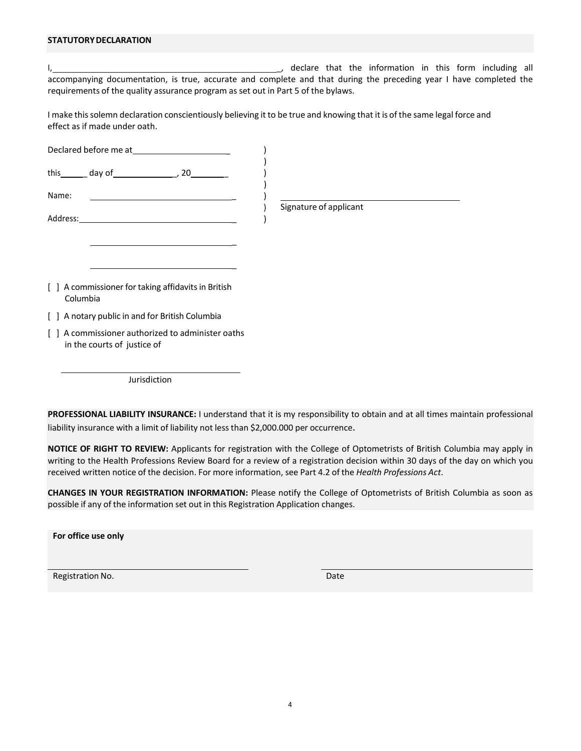**STATUTORY DECLARATION**

I, ___________________________________________, declare that the information in this form including all accompanying documentation, is true, accurate and complete and that during the preceding year I have completed the requirements of the quality assurance program as set out in Part 5 of the bylaws.

I make this solemn declaration conscientiously believing it to be true and knowing that it is of the same legal force and effect as if made under oath.

Declared before me at ____________________ )
)
this______ day of______________, 20________ )
)
Name: _______________________________ ) _________________________________
) Signature of applicant
Address: ______________________________ )

_______________________________

_______________________________

[ ] A commissioner for taking affidavits in British Columbia

[ ] A notary public in and for British Columbia

[ ] A commissioner authorized to administer oaths in the courts of justice of

_______________________________
Jurisdiction

**PROFESSIONAL LIABILITY INSURANCE:** I understand that it is my responsibility to obtain and at all times maintain professional liability insurance with a limit of liability not less than $2,000.000 per occurrence.

**NOTICE OF RIGHT TO REVIEW:** Applicants for registration with the College of Optometrists of British Columbia may apply in writing to the Health Professions Review Board for a review of a registration decision within 30 days of the day on which you received written notice of the decision. For more information, see Part 4.2 of the *Health Professions Act*.

**CHANGES IN YOUR REGISTRATION INFORMATION:** Please notify the College of Optometrists of British Columbia as soon as possible if any of the information set out in this Registration Application changes.

**For office use only**

_______________________________ _______________________________
Registration No. Date